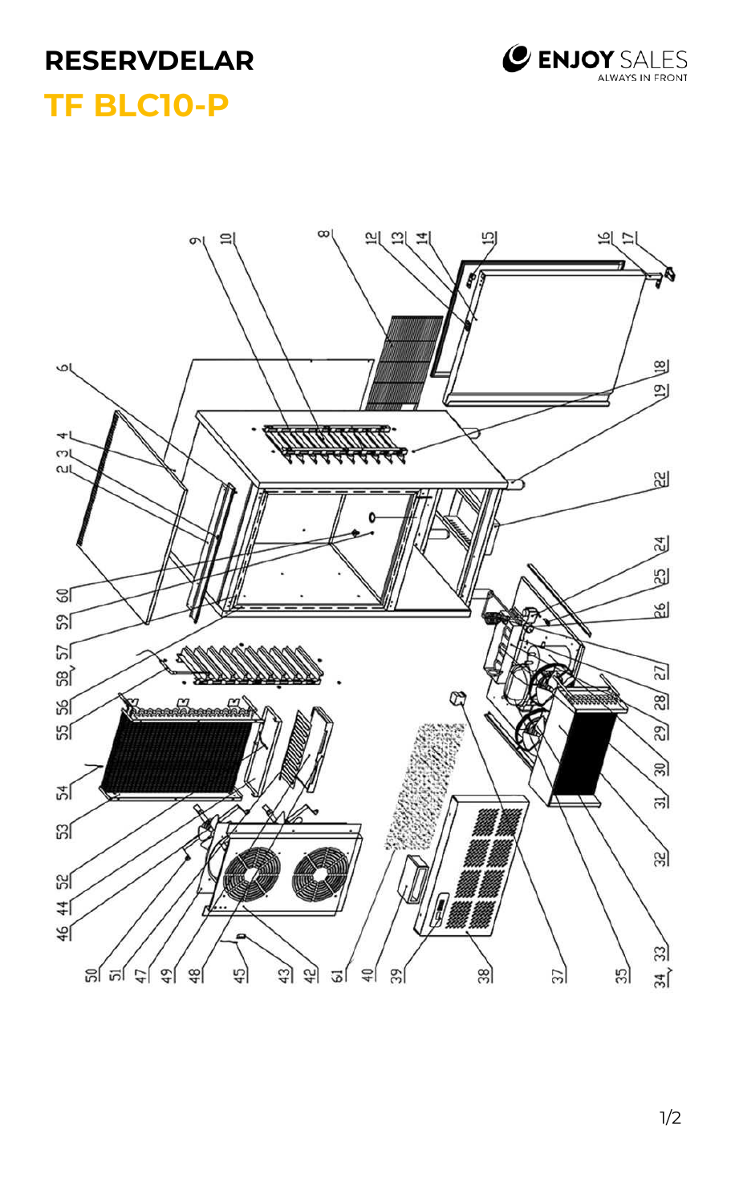# RESERVDELAR

## TF BLC10-P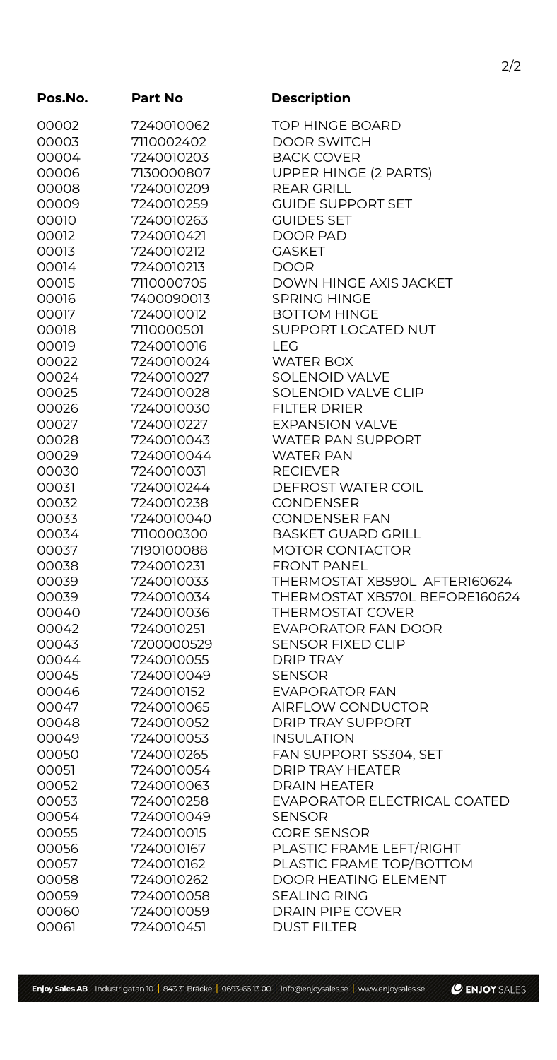| Pos.No. | Part No | Description |
|---|---|---|
| 00002 | 7240010062 | TOP HINGE BOARD |
| 00003 | 7110002402 | DOOR SWITCH |
| 00004 | 7240010203 | BACK COVER |
| 00006 | 7130000807 | UPPER HINGE (2 PARTS) |
| 00008 | 7240010209 | REAR GRILL |
| 00009 | 7240010259 | GUIDE SUPPORT SET |
| 00010 | 7240010263 | GUIDES SET |
| 00012 | 7240010421 | DOOR PAD |
| 00013 | 7240010212 | GASKET |
| 00014 | 7240010213 | DOOR |
| 00015 | 7110000705 | DOWN HINGE AXIS JACKET |
| 00016 | 7400090013 | SPRING HINGE |
| 00017 | 7240010012 | BOTTOM HINGE |
| 00018 | 7110000501 | SUPPORT LOCATED NUT |
| 00019 | 7240010016 | LEG |
| 00022 | 7240010024 | WATER BOX |
| 00024 | 7240010027 | SOLENOID VALVE |
| 00025 | 7240010028 | SOLENOID VALVE CLIP |
| 00026 | 7240010030 | FILTER DRIER |
| 00027 | 7240010227 | EXPANSION VALVE |
| 00028 | 7240010043 | WATER PAN SUPPORT |
| 00029 | 7240010044 | WATER PAN |
| 00030 | 7240010031 | RECIEVER |
| 00031 | 7240010244 | DEFROST WATER COIL |
| 00032 | 7240010238 | CONDENSER |
| 00033 | 7240010040 | CONDENSER FAN |
| 00034 | 7110000300 | BASKET GUARD GRILL |
| 00037 | 7190100088 | MOTOR CONTACTOR |
| 00038 | 7240010231 | FRONT PANEL |
| 00039 | 7240010033 | THERMOSTAT XB590L AFTER160624 |
| 00039 | 7240010034 | THERMOSTAT XB570L BEFORE160624 |
| 00040 | 7240010036 | THERMOSTAT COVER |
| 00042 | 7240010251 | EVAPORATOR FAN DOOR |
| 00043 | 7200000529 | SENSOR FIXED CLIP |
| 00044 | 7240010055 | DRIP TRAY |
| 00045 | 7240010049 | SENSOR |
| 00046 | 7240010152 | EVAPORATOR FAN |
| 00047 | 7240010065 | AIRFLOW CONDUCTOR |
| 00048 | 7240010052 | DRIP TRAY SUPPORT |
| 00049 | 7240010053 | INSULATION |
| 00050 | 7240010265 | FAN SUPPORT SS304, SET |
| 00051 | 7240010054 | DRIP TRAY HEATER |
| 00052 | 7240010063 | DRAIN HEATER |
| 00053 | 7240010258 | EVAPORATOR ELECTRICAL COATED |
| 00054 | 7240010049 | SENSOR |
| 00055 | 7240010015 | CORE SENSOR |
| 00056 | 7240010167 | PLASTIC FRAME LEFT/RIGHT |
| 00057 | 7240010162 | PLASTIC FRAME TOP/BOTTOM |
| 00058 | 7240010262 | DOOR HEATING ELEMENT |
| 00059 | 7240010058 | SEALING RING |
| 00060 | 7240010059 | DRAIN PIPE COVER |
| 00061 | 7240010451 | DUST FILTER |